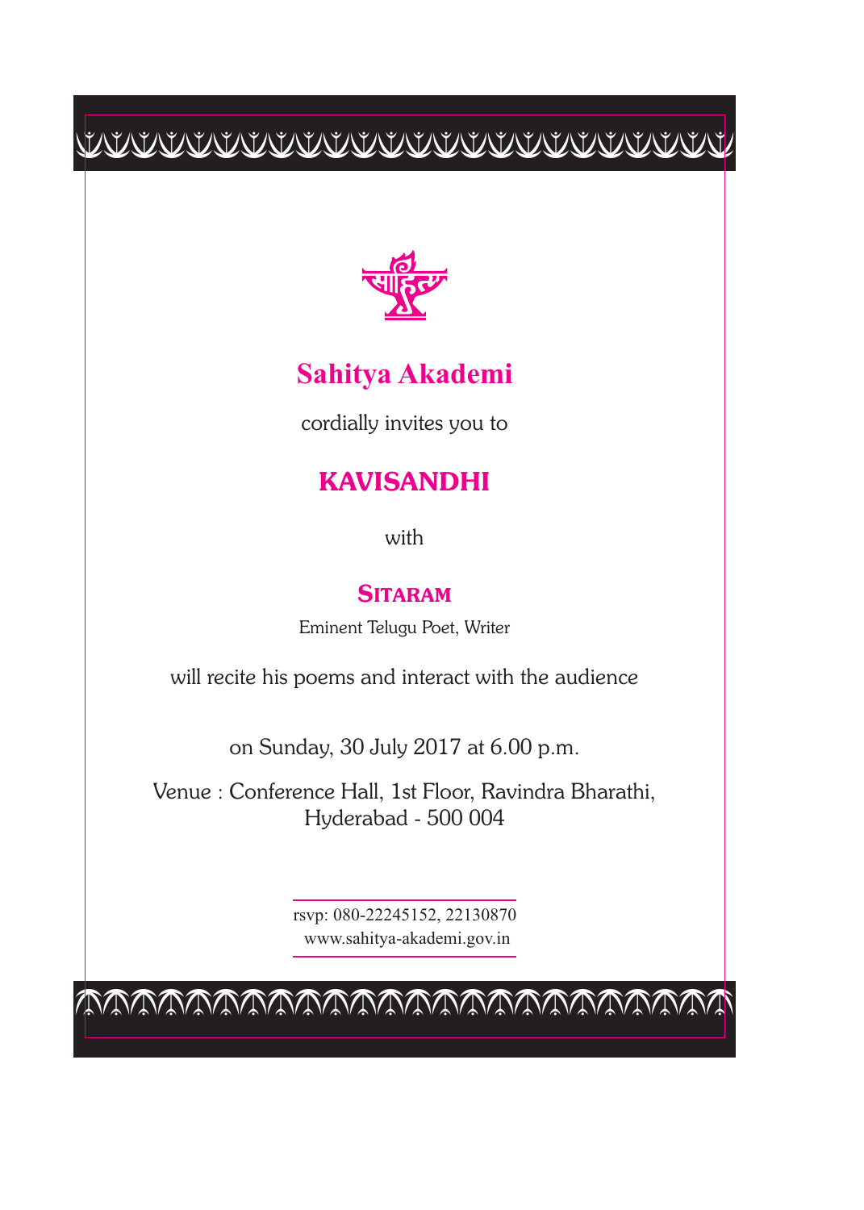# Sahitya Akademi

cordially invites you to

## KAVISANDHI

with

### SITARAM

Eminent Telugu Poet, Writer

will recite his poems and interact with the audience

on Sunday, 30 July 2017 at 6.00 p.m.

Venue : Conference Hall, 1st Floor, Ravindra Bharathi, Hyderabad - 500 004

rsvp: 080-22245152, 22130870
www.sahitya-akademi.gov.in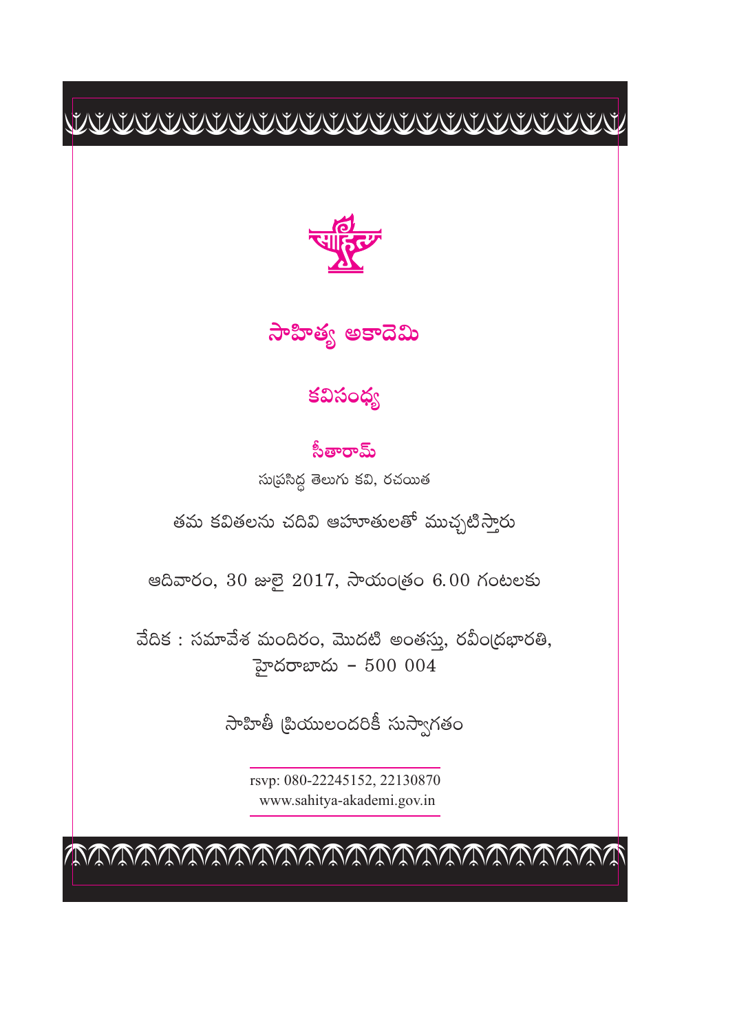# సాహిత్య అకాదెమి

## కవిసంధ్య

### సీతారామ్

సుప్రసిద్ధ తెలుగు కవి, రచయిత

తమ కవితలను చదివి ఆహూతులతో ముచ్చటిస్తారు

ఆదివారం, 30 జులై 2017, సాయంత్రం 6.00 గంటలకు

వేదిక : సమావేశ మందిరం, మొదటి అంతస్తు, రవీంద్రభారతి,
హైదరాబాదు – 500 004

సాహితీ ప్రియులందరికీ సుస్వాగతం

rsvp: 080-22245152, 22130870
www.sahitya-akademi.gov.in